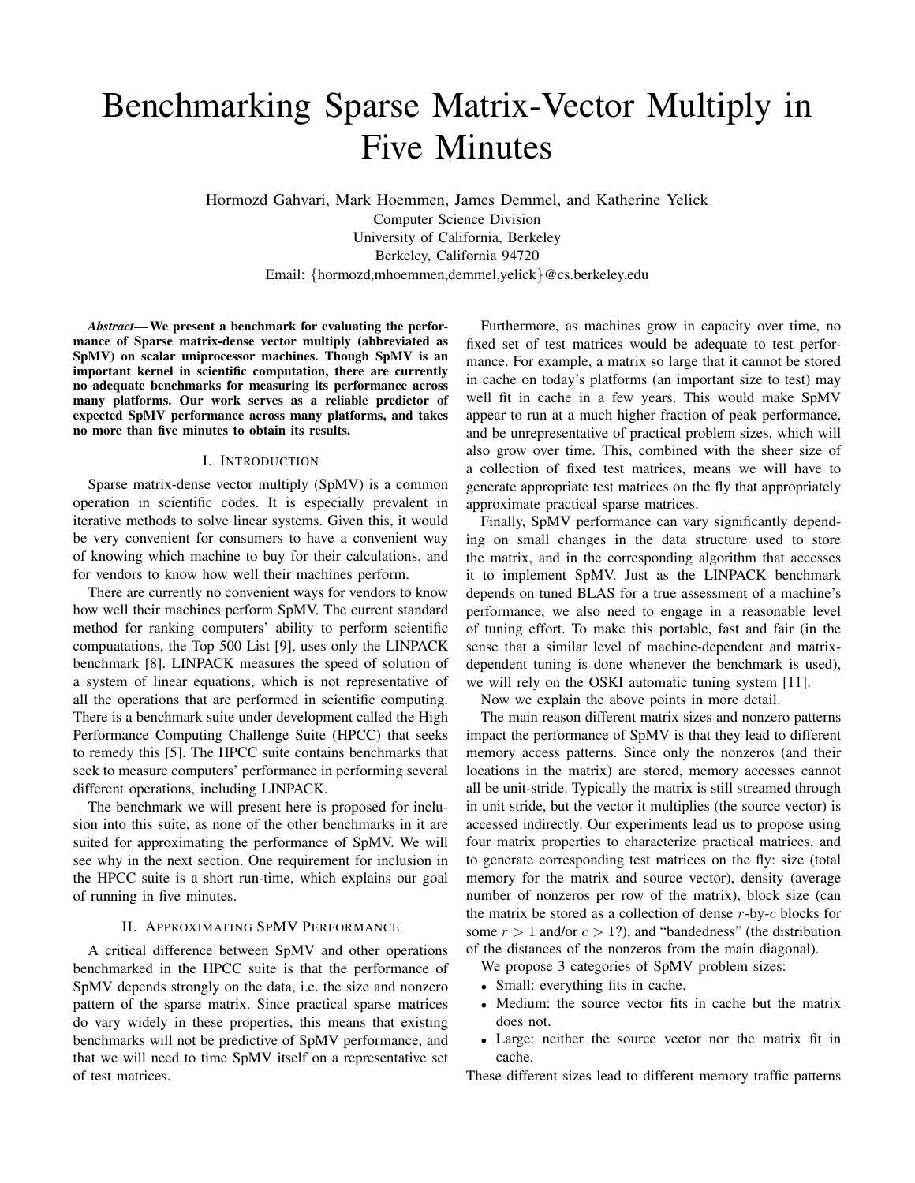# Benchmarking Sparse Matrix-Vector Multiply in Five Minutes

Hormozd Gahvari, Mark Hoemmen, James Demmel, and Katherine Yelick
Computer Science Division
University of California, Berkeley
Berkeley, California 94720
Email: {hormozd,mhoemmen,demmel,yelick}@cs.berkeley.edu

***Abstract*— We present a benchmark for evaluating the performance of Sparse matrix-dense vector multiply (abbreviated as SpMV) on scalar uniprocessor machines. Though SpMV is an important kernel in scientific computation, there are currently no adequate benchmarks for measuring its performance across many platforms. Our work serves as a reliable predictor of expected SpMV performance across many platforms, and takes no more than five minutes to obtain its results.**

## I. Introduction

Sparse matrix-dense vector multiply (SpMV) is a common operation in scientific codes. It is especially prevalent in iterative methods to solve linear systems. Given this, it would be very convenient for consumers to have a convenient way of knowing which machine to buy for their calculations, and for vendors to know how well their machines perform.

There are currently no convenient ways for vendors to know how well their machines perform SpMV. The current standard method for ranking computers' ability to perform scientific compuatations, the Top 500 List [9], uses only the LINPACK benchmark [8]. LINPACK measures the speed of solution of a system of linear equations, which is not representative of all the operations that are performed in scientific computing. There is a benchmark suite under development called the High Performance Computing Challenge Suite (HPCC) that seeks to remedy this [5]. The HPCC suite contains benchmarks that seek to measure computers' performance in performing several different operations, including LINPACK.

The benchmark we will present here is proposed for inclusion into this suite, as none of the other benchmarks in it are suited for approximating the performance of SpMV. We will see why in the next section. One requirement for inclusion in the HPCC suite is a short run-time, which explains our goal of running in five minutes.

## II. Approximating SpMV Performance

A critical difference between SpMV and other operations benchmarked in the HPCC suite is that the performance of SpMV depends strongly on the data, i.e. the size and nonzero pattern of the sparse matrix. Since practical sparse matrices do vary widely in these properties, this means that existing benchmarks will not be predictive of SpMV performance, and that we will need to time SpMV itself on a representative set of test matrices.

Furthermore, as machines grow in capacity over time, no fixed set of test matrices would be adequate to test performance. For example, a matrix so large that it cannot be stored in cache on today's platforms (an important size to test) may well fit in cache in a few years. This would make SpMV appear to run at a much higher fraction of peak performance, and be unrepresentative of practical problem sizes, which will also grow over time. This, combined with the sheer size of a collection of fixed test matrices, means we will have to generate appropriate test matrices on the fly that appropriately approximate practical sparse matrices.

Finally, SpMV performance can vary significantly depending on small changes in the data structure used to store the matrix, and in the corresponding algorithm that accesses it to implement SpMV. Just as the LINPACK benchmark depends on tuned BLAS for a true assessment of a machine's performance, we also need to engage in a reasonable level of tuning effort. To make this portable, fast and fair (in the sense that a similar level of machine-dependent and matrix-dependent tuning is done whenever the benchmark is used), we will rely on the OSKI automatic tuning system [11].

Now we explain the above points in more detail.

The main reason different matrix sizes and nonzero patterns impact the performance of SpMV is that they lead to different memory access patterns. Since only the nonzeros (and their locations in the matrix) are stored, memory accesses cannot all be unit-stride. Typically the matrix is still streamed through in unit stride, but the vector it multiplies (the source vector) is accessed indirectly. Our experiments lead us to propose using four matrix properties to characterize practical matrices, and to generate corresponding test matrices on the fly: size (total memory for the matrix and source vector), density (average number of nonzeros per row of the matrix), block size (can the matrix be stored as a collection of dense $r$-by-$c$ blocks for some $r > 1$ and/or $c > 1$?), and "bandedness" (the distribution of the distances of the nonzeros from the main diagonal).

We propose 3 categories of SpMV problem sizes:

- Small: everything fits in cache.
- Medium: the source vector fits in cache but the matrix does not.
- Large: neither the source vector nor the matrix fit in cache.

These different sizes lead to different memory traffic patterns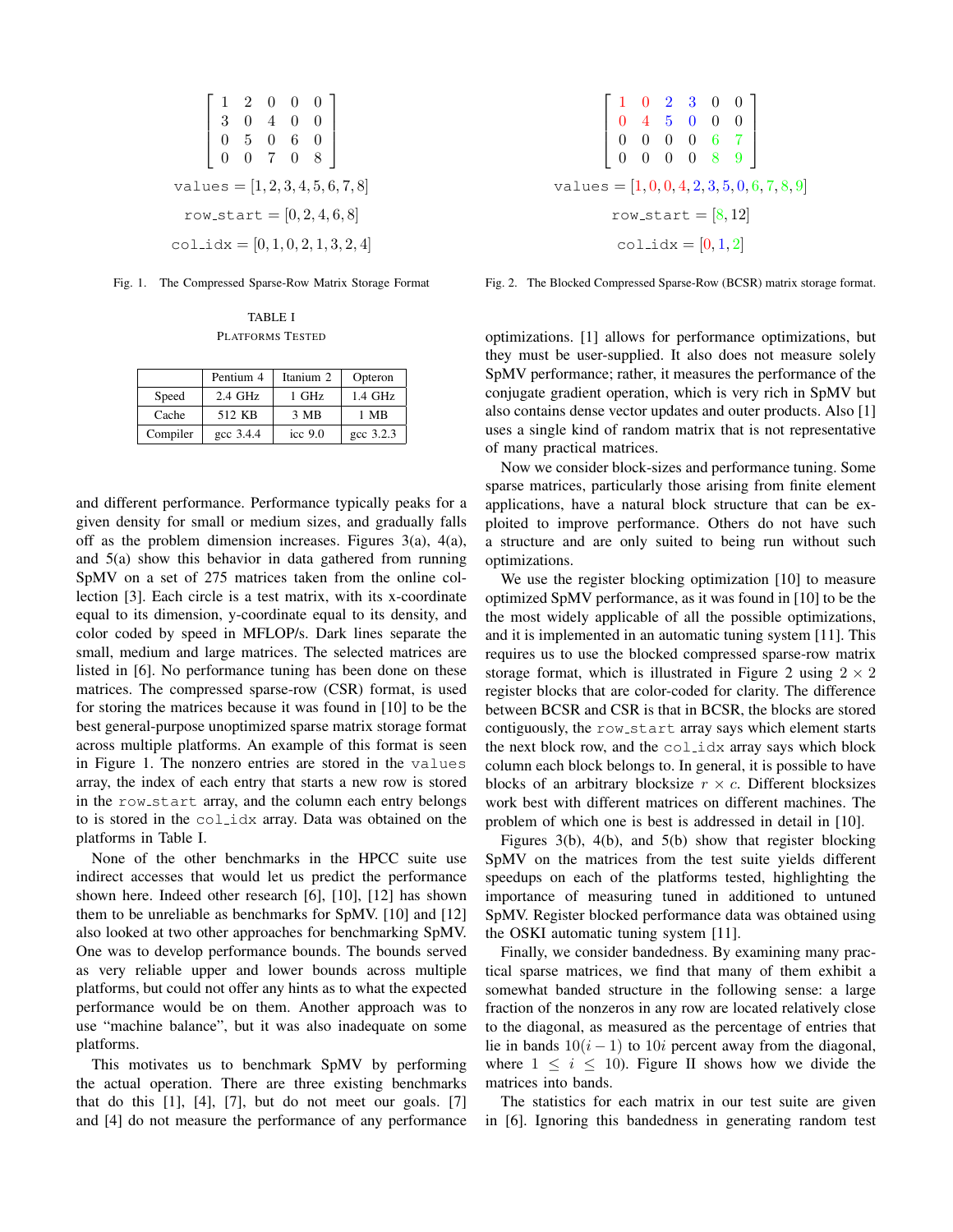$$\begin{bmatrix} 1 & 2 & 0 & 0 & 0 \\ 3 & 0 & 4 & 0 & 0 \\ 0 & 5 & 0 & 6 & 0 \\ 0 & 0 & 7 & 0 & 8 \end{bmatrix}$$

$$\texttt{values} = [1, 2, 3, 4, 5, 6, 7, 8]$$

$$\texttt{row\_start} = [0, 2, 4, 6, 8]$$

$$\texttt{col\_idx} = [0, 1, 0, 2, 1, 3, 2, 4]$$

Fig. 1. The Compressed Sparse-Row Matrix Storage Format

$$\begin{bmatrix} 1 & 0 & 2 & 3 & 0 & 0 \\ 0 & 4 & 5 & 0 & 0 & 0 \\ 0 & 0 & 0 & 0 & 6 & 7 \\ 0 & 0 & 0 & 0 & 8 & 9 \end{bmatrix}$$

$$\texttt{values} = [1, 0, 0, 4, 2, 3, 5, 0, 6, 7, 8, 9]$$

$$\texttt{row\_start} = [8, 12]$$

$$\texttt{col\_idx} = [0, 1, 2]$$

Fig. 2. The Blocked Compressed Sparse-Row (BCSR) matrix storage format.

TABLE I
PLATFORMS TESTED

| | Pentium 4 | Itanium 2 | Opteron |
|---|---|---|---|
| Speed | 2.4 GHz | 1 GHz | 1.4 GHz |
| Cache | 512 KB | 3 MB | 1 MB |
| Compiler | gcc 3.4.4 | icc 9.0 | gcc 3.2.3 |

and different performance. Performance typically peaks for a given density for small or medium sizes, and gradually falls off as the problem dimension increases. Figures 3(a), 4(a), and 5(a) show this behavior in data gathered from running SpMV on a set of 275 matrices taken from the online collection [3]. Each circle is a test matrix, with its x-coordinate equal to its dimension, y-coordinate equal to its density, and color coded by speed in MFLOP/s. Dark lines separate the small, medium and large matrices. The selected matrices are listed in [6]. No performance tuning has been done on these matrices. The compressed sparse-row (CSR) format, is used for storing the matrices because it was found in [10] to be the best general-purpose unoptimized sparse matrix storage format across multiple platforms. An example of this format is seen in Figure 1. The nonzero entries are stored in the `values` array, the index of each entry that starts a new row is stored in the `row_start` array, and the column each entry belongs to is stored in the `col_idx` array. Data was obtained on the platforms in Table I.

None of the other benchmarks in the HPCC suite use indirect accesses that would let us predict the performance shown here. Indeed other research [6], [10], [12] has shown them to be unreliable as benchmarks for SpMV. [10] and [12] also looked at two other approaches for benchmarking SpMV. One was to develop performance bounds. The bounds served as very reliable upper and lower bounds across multiple platforms, but could not offer any hints as to what the expected performance would be on them. Another approach was to use "machine balance", but it was also inadequate on some platforms.

This motivates us to benchmark SpMV by performing the actual operation. There are three existing benchmarks that do this [1], [4], [7], but do not meet our goals. [7] and [4] do not measure the performance of any performance optimizations. [1] allows for performance optimizations, but they must be user-supplied. It also does not measure solely SpMV performance; rather, it measures the performance of the conjugate gradient operation, which is very rich in SpMV but also contains dense vector updates and outer products. Also [1] uses a single kind of random matrix that is not representative of many practical matrices.

Now we consider block-sizes and performance tuning. Some sparse matrices, particularly those arising from finite element applications, have a natural block structure that can be exploited to improve performance. Others do not have such a structure and are only suited to being run without such optimizations.

We use the register blocking optimization [10] to measure optimized SpMV performance, as it was found in [10] to be the the most widely applicable of all the possible optimizations, and it is implemented in an automatic tuning system [11]. This requires us to use the blocked compressed sparse-row matrix storage format, which is illustrated in Figure 2 using $2 \times 2$ register blocks that are color-coded for clarity. The difference between BCSR and CSR is that in BCSR, the blocks are stored contiguously, the `row_start` array says which element starts the next block row, and the `col_idx` array says which block column each block belongs to. In general, it is possible to have blocks of an arbitrary blocksize $r \times c$. Different blocksizes work best with different matrices on different machines. The problem of which one is best is addressed in detail in [10].

Figures 3(b), 4(b), and 5(b) show that register blocking SpMV on the matrices from the test suite yields different speedups on each of the platforms tested, highlighting the importance of measuring tuned in additioned to untuned SpMV. Register blocked performance data was obtained using the OSKI automatic tuning system [11].

Finally, we consider bandedness. By examining many practical sparse matrices, we find that many of them exhibit a somewhat banded structure in the following sense: a large fraction of the nonzeros in any row are located relatively close to the diagonal, as measured as the percentage of entries that lie in bands $10(i-1)$ to $10i$ percent away from the diagonal, where $1 \leq i \leq 10$). Figure II shows how we divide the matrices into bands.

The statistics for each matrix in our test suite are given in [6]. Ignoring this bandedness in generating random test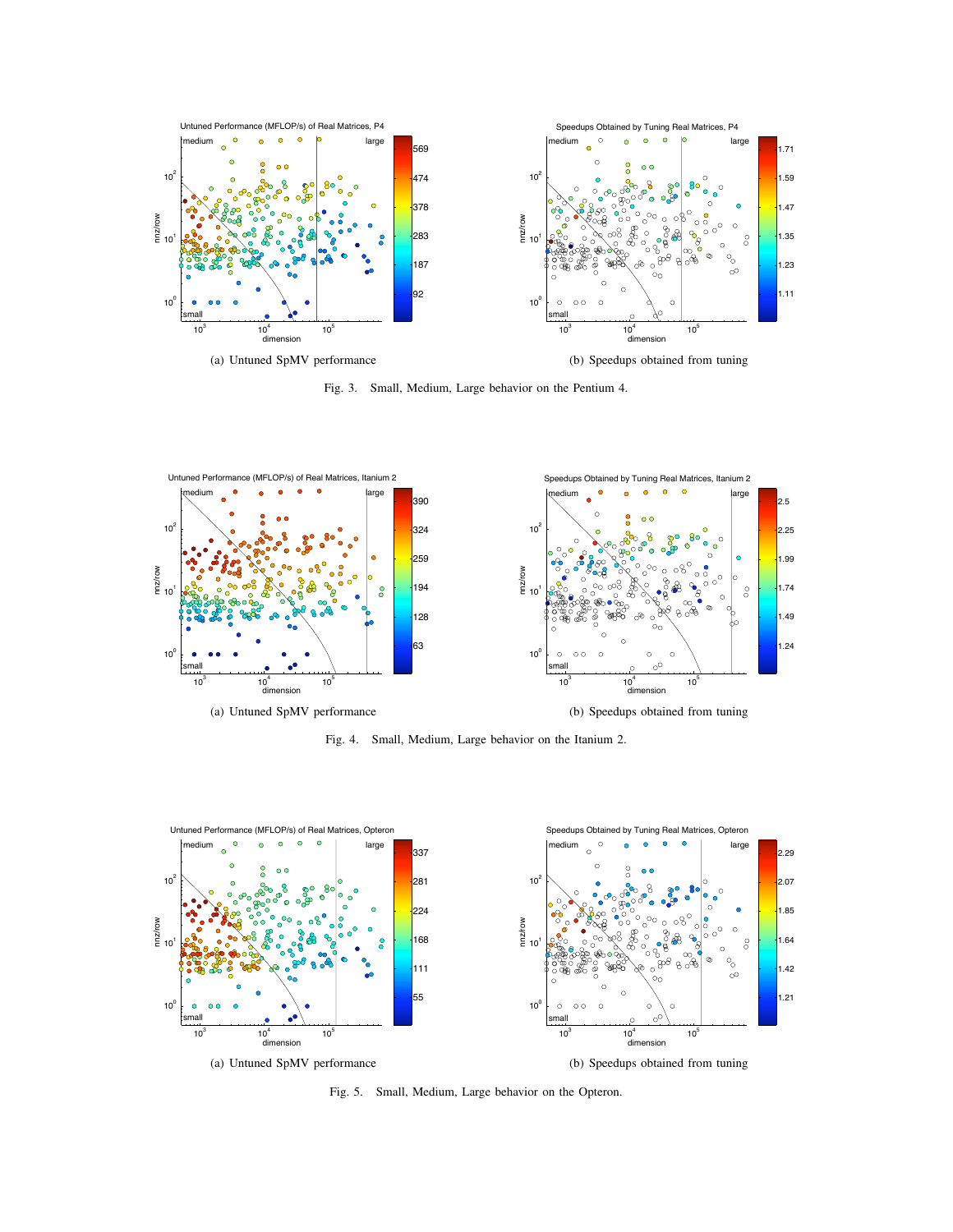(a) Untuned SpMV performance

(b) Speedups obtained from tuning

Fig. 3. Small, Medium, Large behavior on the Pentium 4.

(a) Untuned SpMV performance

(b) Speedups obtained from tuning

Fig. 4. Small, Medium, Large behavior on the Itanium 2.

(a) Untuned SpMV performance

(b) Speedups obtained from tuning

Fig. 5. Small, Medium, Large behavior on the Opteron.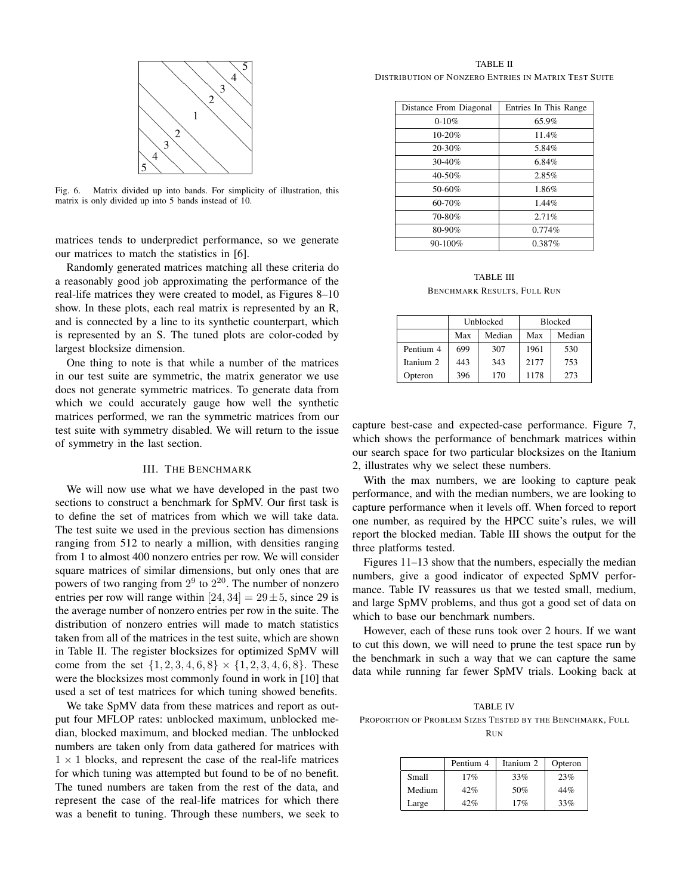Fig. 6. Matrix divided up into bands. For simplicity of illustration, this matrix is only divided up into 5 bands instead of 10.

matrices tends to underpredict performance, so we generate our matrices to match the statistics in [6].

Randomly generated matrices matching all these criteria do a reasonably good job approximating the performance of the real-life matrices they were created to model, as Figures 8–10 show. In these plots, each real matrix is represented by an R, and is connected by a line to its synthetic counterpart, which is represented by an S. The tuned plots are color-coded by largest blocksize dimension.

One thing to note is that while a number of the matrices in our test suite are symmetric, the matrix generator we use does not generate symmetric matrices. To generate data from which we could accurately gauge how well the synthetic matrices performed, we ran the symmetric matrices from our test suite with symmetry disabled. We will return to the issue of symmetry in the last section.

## III. The Benchmark

We will now use what we have developed in the past two sections to construct a benchmark for SpMV. Our first task is to define the set of matrices from which we will take data. The test suite we used in the previous section has dimensions ranging from 512 to nearly a million, with densities ranging from 1 to almost 400 nonzero entries per row. We will consider square matrices of similar dimensions, but only ones that are powers of two ranging from $2^9$ to $2^{20}$. The number of nonzero entries per row will range within $[24, 34] = 29 \pm 5$, since 29 is the average number of nonzero entries per row in the suite. The distribution of nonzero entries will made to match statistics taken from all of the matrices in the test suite, which are shown in Table II. The register blocksizes for optimized SpMV will come from the set $\{1, 2, 3, 4, 6, 8\} \times \{1, 2, 3, 4, 6, 8\}$. These were the blocksizes most commonly found in work in [10] that used a set of test matrices for which tuning showed benefits.

We take SpMV data from these matrices and report as output four MFLOP rates: unblocked maximum, unblocked median, blocked maximum, and blocked median. The unblocked numbers are taken only from data gathered for matrices with $1 \times 1$ blocks, and represent the case of the real-life matrices for which tuning was attempted but found to be of no benefit. The tuned numbers are taken from the rest of the data, and represent the case of the real-life matrices for which there was a benefit to tuning. Through these numbers, we seek to capture best-case and expected-case performance. Figure 7, which shows the performance of benchmark matrices within our search space for two particular blocksizes on the Itanium 2, illustrates why we select these numbers.

TABLE II
Distribution of Nonzero Entries in Matrix Test Suite

| Distance From Diagonal | Entries In This Range |
|---|---|
| 0-10% | 65.9% |
| 10-20% | 11.4% |
| 20-30% | 5.84% |
| 30-40% | 6.84% |
| 40-50% | 2.85% |
| 50-60% | 1.86% |
| 60-70% | 1.44% |
| 70-80% | 2.71% |
| 80-90% | 0.774% |
| 90-100% | 0.387% |

TABLE III
Benchmark Results, Full Run

| | Unblocked | | Blocked | |
|---|---|---|---|---|
| | Max | Median | Max | Median |
| Pentium 4 | 699 | 307 | 1961 | 530 |
| Itanium 2 | 443 | 343 | 2177 | 753 |
| Opteron | 396 | 170 | 1178 | 273 |

With the max numbers, we are looking to capture peak performance, and with the median numbers, we are looking to capture performance when it levels off. When forced to report one number, as required by the HPCC suite's rules, we will report the blocked median. Table III shows the output for the three platforms tested.

Figures 11–13 show that the numbers, especially the median numbers, give a good indicator of expected SpMV performance. Table IV reassures us that we tested small, medium, and large SpMV problems, and thus got a good set of data on which to base our benchmark numbers.

However, each of these runs took over 2 hours. If we want to cut this down, we will need to prune the test space run by the benchmark in such a way that we can capture the same data while running far fewer SpMV trials. Looking back at

TABLE IV
Proportion of Problem Sizes Tested by the Benchmark, Full Run

| | Pentium 4 | Itanium 2 | Opteron |
|---|---|---|---|
| Small | 17% | 33% | 23% |
| Medium | 42% | 50% | 44% |
| Large | 42% | 17% | 33% |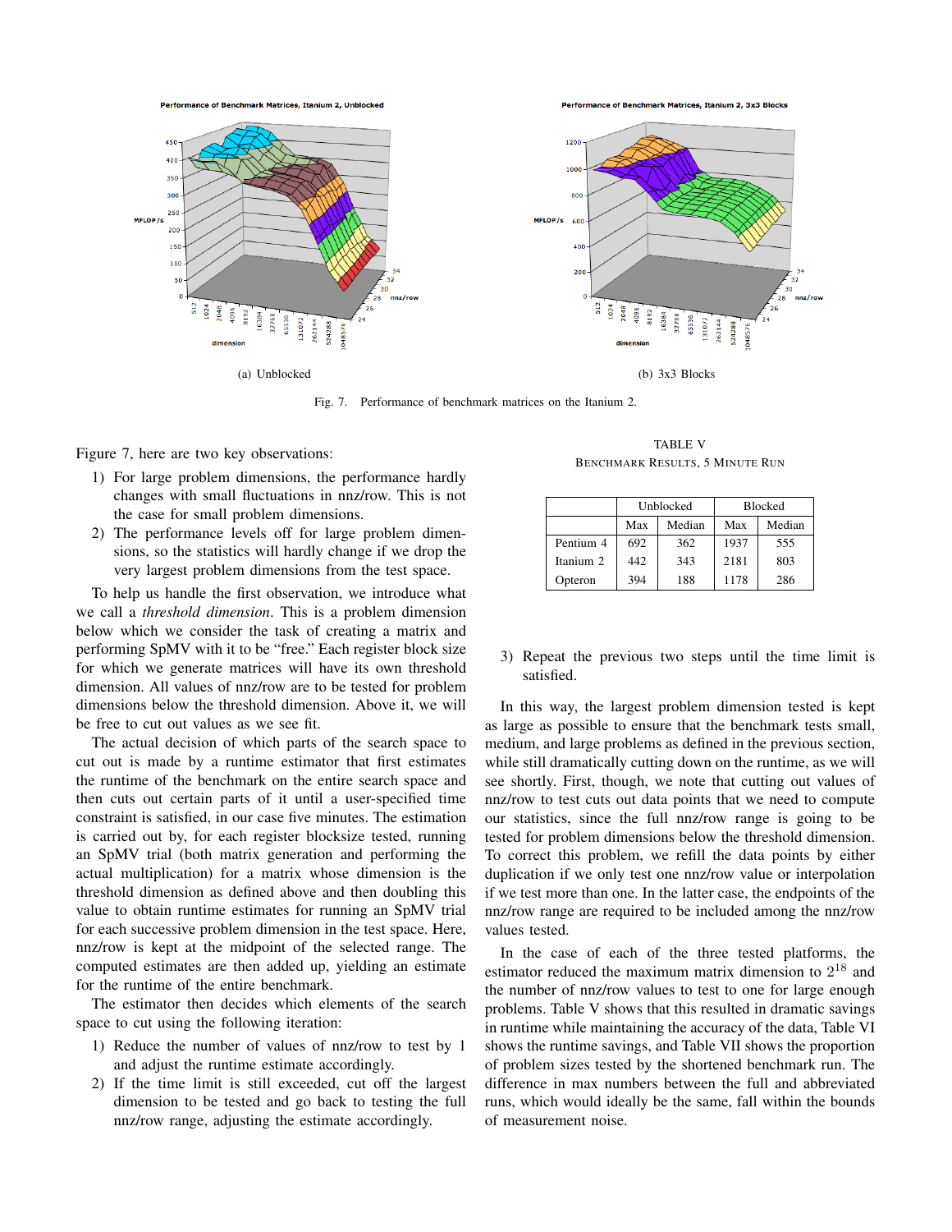(a) Unblocked

(b) 3x3 Blocks

Fig. 7. Performance of benchmark matrices on the Itanium 2.

Figure 7, here are two key observations:

1) For large problem dimensions, the performance hardly changes with small fluctuations in nnz/row. This is not the case for small problem dimensions.
2) The performance levels off for large problem dimensions, so the statistics will hardly change if we drop the very largest problem dimensions from the test space.

To help us handle the first observation, we introduce what we call a *threshold dimension*. This is a problem dimension below which we consider the task of creating a matrix and performing SpMV with it to be "free." Each register block size for which we generate matrices will have its own threshold dimension. All values of nnz/row are to be tested for problem dimensions below the threshold dimension. Above it, we will be free to cut out values as we see fit.

The actual decision of which parts of the search space to cut out is made by a runtime estimator that first estimates the runtime of the benchmark on the entire search space and then cuts out certain parts of it until a user-specified time constraint is satisfied, in our case five minutes. The estimation is carried out by, for each register blocksize tested, running an SpMV trial (both matrix generation and performing the actual multiplication) for a matrix whose dimension is the threshold dimension as defined above and then doubling this value to obtain runtime estimates for running an SpMV trial for each successive problem dimension in the test space. Here, nnz/row is kept at the midpoint of the selected range. The computed estimates are then added up, yielding an estimate for the runtime of the entire benchmark.

The estimator then decides which elements of the search space to cut using the following iteration:

1) Reduce the number of values of nnz/row to test by 1 and adjust the runtime estimate accordingly.
2) If the time limit is still exceeded, cut off the largest dimension to be tested and go back to testing the full nnz/row range, adjusting the estimate accordingly.
3) Repeat the previous two steps until the time limit is satisfied.

TABLE V
BENCHMARK RESULTS, 5 MINUTE RUN

| | Unblocked | | Blocked | |
|---|---|---|---|---|
| | Max | Median | Max | Median |
| Pentium 4 | 692 | 362 | 1937 | 555 |
| Itanium 2 | 442 | 343 | 2181 | 803 |
| Opteron | 394 | 188 | 1178 | 286 |

In this way, the largest problem dimension tested is kept as large as possible to ensure that the benchmark tests small, medium, and large problems as defined in the previous section, while still dramatically cutting down on the runtime, as we will see shortly. First, though, we note that cutting out values of nnz/row to test cuts out data points that we need to compute our statistics, since the full nnz/row range is going to be tested for problem dimensions below the threshold dimension. To correct this problem, we refill the data points by either duplication if we only test one nnz/row value or interpolation if we test more than one. In the latter case, the endpoints of the nnz/row range are required to be included among the nnz/row values tested.

In the case of each of the three tested platforms, the estimator reduced the maximum matrix dimension to $2^{18}$ and the number of nnz/row values to test to one for large enough problems. Table V shows that this resulted in dramatic savings in runtime while maintaining the accuracy of the data, Table VI shows the runtime savings, and Table VII shows the proportion of problem sizes tested by the shortened benchmark run. The difference in max numbers between the full and abbreviated runs, which would ideally be the same, fall within the bounds of measurement noise.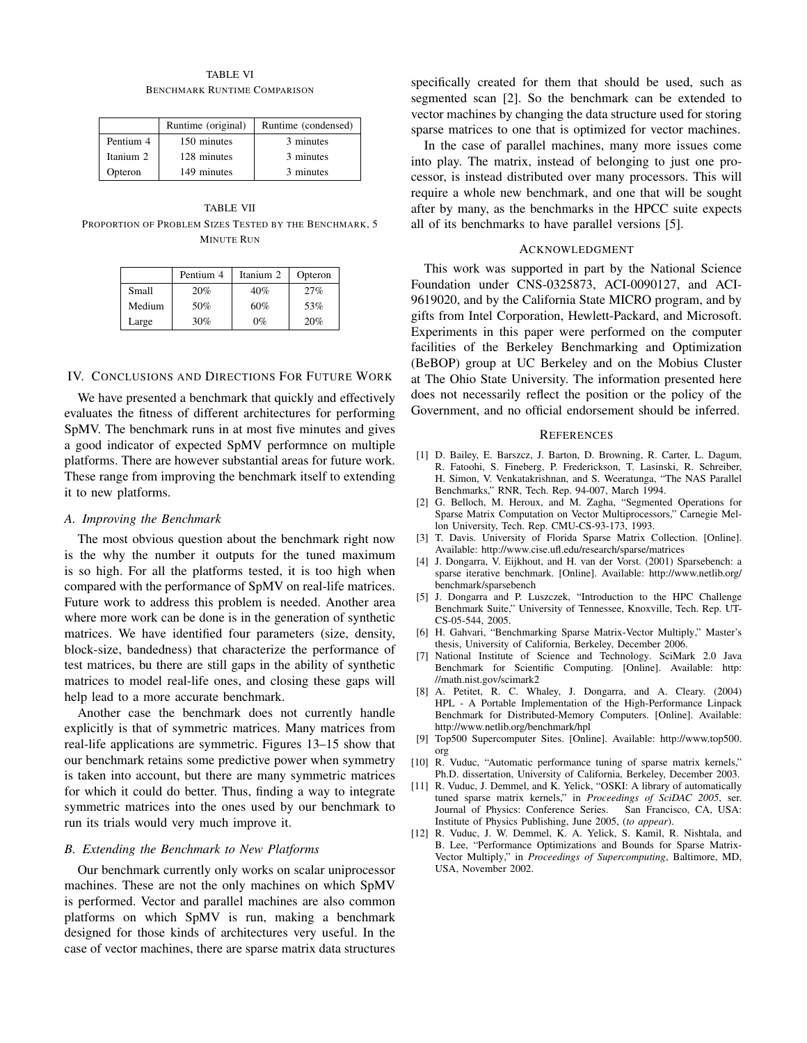TABLE VI
BENCHMARK RUNTIME COMPARISON

| | Runtime (original) | Runtime (condensed) |
|---|---|---|
| Pentium 4 | 150 minutes | 3 minutes |
| Itanium 2 | 128 minutes | 3 minutes |
| Opteron | 149 minutes | 3 minutes |

TABLE VII
PROPORTION OF PROBLEM SIZES TESTED BY THE BENCHMARK, 5 MINUTE RUN

| | Pentium 4 | Itanium 2 | Opteron |
|---|---|---|---|
| Small | 20% | 40% | 27% |
| Medium | 50% | 60% | 53% |
| Large | 30% | 0% | 20% |

## IV. CONCLUSIONS AND DIRECTIONS FOR FUTURE WORK

We have presented a benchmark that quickly and effectively evaluates the fitness of different architectures for performing SpMV. The benchmark runs in at most five minutes and gives a good indicator of expected SpMV performnce on multiple platforms. There are however substantial areas for future work. These range from improving the benchmark itself to extending it to new platforms.

### A. Improving the Benchmark

The most obvious question about the benchmark right now is the why the number it outputs for the tuned maximum is so high. For all the platforms tested, it is too high when compared with the performance of SpMV on real-life matrices. Future work to address this problem is needed. Another area where more work can be done is in the generation of synthetic matrices. We have identified four parameters (size, density, block-size, bandedness) that characterize the performance of test matrices, bu there are still gaps in the ability of synthetic matrices to model real-life ones, and closing these gaps will help lead to a more accurate benchmark.

Another case the benchmark does not currently handle explicitly is that of symmetric matrices. Many matrices from real-life applications are symmetric. Figures 13–15 show that our benchmark retains some predictive power when symmetry is taken into account, but there are many symmetric matrices for which it could do better. Thus, finding a way to integrate symmetric matrices into the ones used by our benchmark to run its trials would very much improve it.

### B. Extending the Benchmark to New Platforms

Our benchmark currently only works on scalar uniprocessor machines. These are not the only machines on which SpMV is performed. Vector and parallel machines are also common platforms on which SpMV is run, making a benchmark designed for those kinds of architectures very useful. In the case of vector machines, there are sparse matrix data structures specifically created for them that should be used, such as segmented scan [2]. So the benchmark can be extended to vector machines by changing the data structure used for storing sparse matrices to one that is optimized for vector machines.

In the case of parallel machines, many more issues come into play. The matrix, instead of belonging to just one processor, is instead distributed over many processors. This will require a whole new benchmark, and one that will be sought after by many, as the benchmarks in the HPCC suite expects all of its benchmarks to have parallel versions [5].

## ACKNOWLEDGMENT

This work was supported in part by the National Science Foundation under CNS-0325873, ACI-0090127, and ACI-9619020, and by the California State MICRO program, and by gifts from Intel Corporation, Hewlett-Packard, and Microsoft. Experiments in this paper were performed on the computer facilities of the Berkeley Benchmarking and Optimization (BeBOP) group at UC Berkeley and on the Mobius Cluster at The Ohio State University. The information presented here does not necessarily reflect the position or the policy of the Government, and no official endorsement should be inferred.

## REFERENCES

[1] D. Bailey, E. Barszcz, J. Barton, D. Browning, R. Carter, L. Dagum, R. Fatoohi, S. Fineberg, P. Frederickson, T. Lasinski, R. Schreiber, H. Simon, V. Venkatakrishnan, and S. Weeratunga, "The NAS Parallel Benchmarks," RNR, Tech. Rep. 94-007, March 1994.

[2] G. Belloch, M. Heroux, and M. Zagha, "Segmented Operations for Sparse Matrix Computation on Vector Multiprocessors," Carnegie Mellon University, Tech. Rep. CMU-CS-93-173, 1993.

[3] T. Davis. University of Florida Sparse Matrix Collection. [Online]. Available: http://www.cise.ufl.edu/research/sparse/matrices

[4] J. Dongarra, V. Eijkhout, and H. van der Vorst. (2001) Sparsebench: a sparse iterative benchmark. [Online]. Available: http://www.netlib.org/benchmark/sparsebench

[5] J. Dongarra and P. Luszczek, "Introduction to the HPC Challenge Benchmark Suite," University of Tennessee, Knoxville, Tech. Rep. UT-CS-05-544, 2005.

[6] H. Gahvari, "Benchmarking Sparse Matrix-Vector Multiply," Master's thesis, University of California, Berkeley, December 2006.

[7] National Institute of Science and Technology. SciMark 2.0 Java Benchmark for Scientific Computing. [Online]. Available: http://math.nist.gov/scimark2

[8] A. Petitet, R. C. Whaley, J. Dongarra, and A. Cleary. (2004) HPL - A Portable Implementation of the High-Performance Linpack Benchmark for Distributed-Memory Computers. [Online]. Available: http://www.netlib.org/benchmark/hpl

[9] Top500 Supercomputer Sites. [Online]. Available: http://www.top500.org

[10] R. Vuduc, "Automatic performance tuning of sparse matrix kernels," Ph.D. dissertation, University of California, Berkeley, December 2003.

[11] R. Vuduc, J. Demmel, and K. Yelick, "OSKI: A library of automatically tuned sparse matrix kernels," in *Proceedings of SciDAC 2005*, ser. Journal of Physics: Conference Series. San Francisco, CA, USA: Institute of Physics Publishing, June 2005, (*to appear*).

[12] R. Vuduc, J. W. Demmel, K. A. Yelick, S. Kamil, R. Nishtala, and B. Lee, "Performance Optimizations and Bounds for Sparse Matrix-Vector Multiply," in *Proceedings of Supercomputing*, Baltimore, MD, USA, November 2002.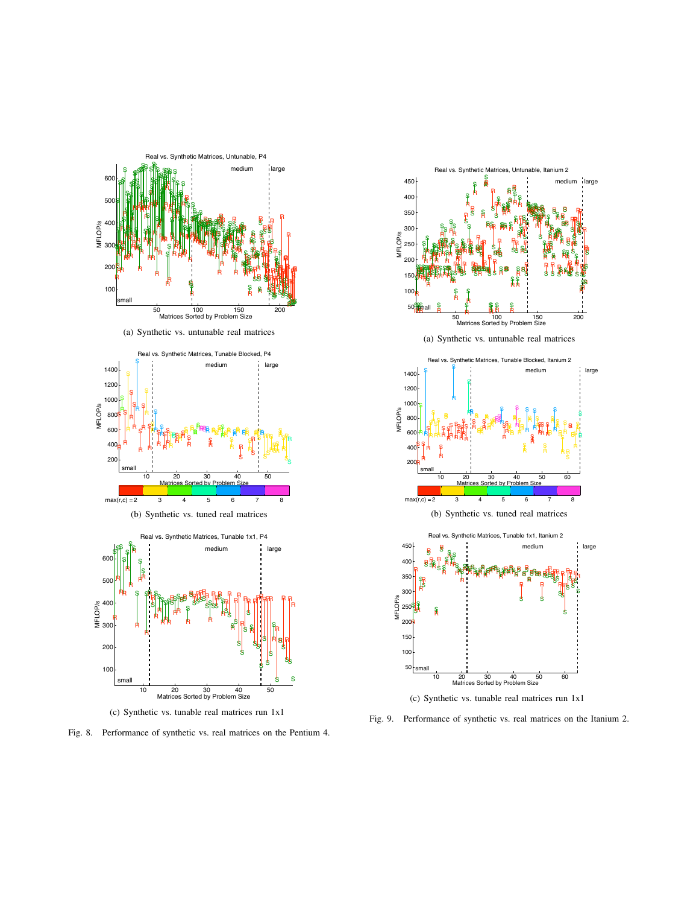(a) Synthetic vs. untunable real matrices

(b) Synthetic vs. tuned real matrices

(c) Synthetic vs. tunable real matrices run 1x1

Fig. 8. Performance of synthetic vs. real matrices on the Pentium 4.

(a) Synthetic vs. untunable real matrices

(b) Synthetic vs. tuned real matrices

(c) Synthetic vs. tunable real matrices run 1x1

Fig. 9. Performance of synthetic vs. real matrices on the Itanium 2.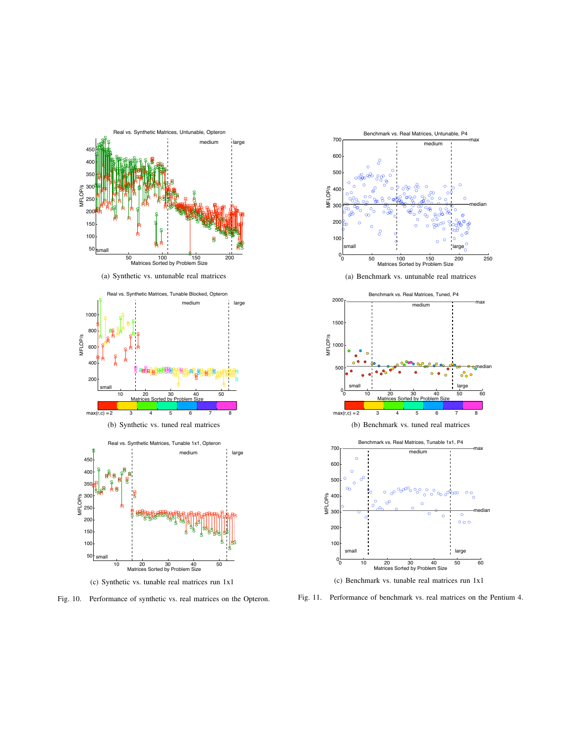(a) Synthetic vs. untunable real matrices

(b) Synthetic vs. tuned real matrices

(c) Synthetic vs. tunable real matrices run 1x1

Fig. 10. Performance of synthetic vs. real matrices on the Opteron.

(a) Benchmark vs. untunable real matrices

(b) Benchmark vs. tuned real matrices

(c) Benchmark vs. tunable real matrices run 1x1

Fig. 11. Performance of benchmark vs. real matrices on the Pentium 4.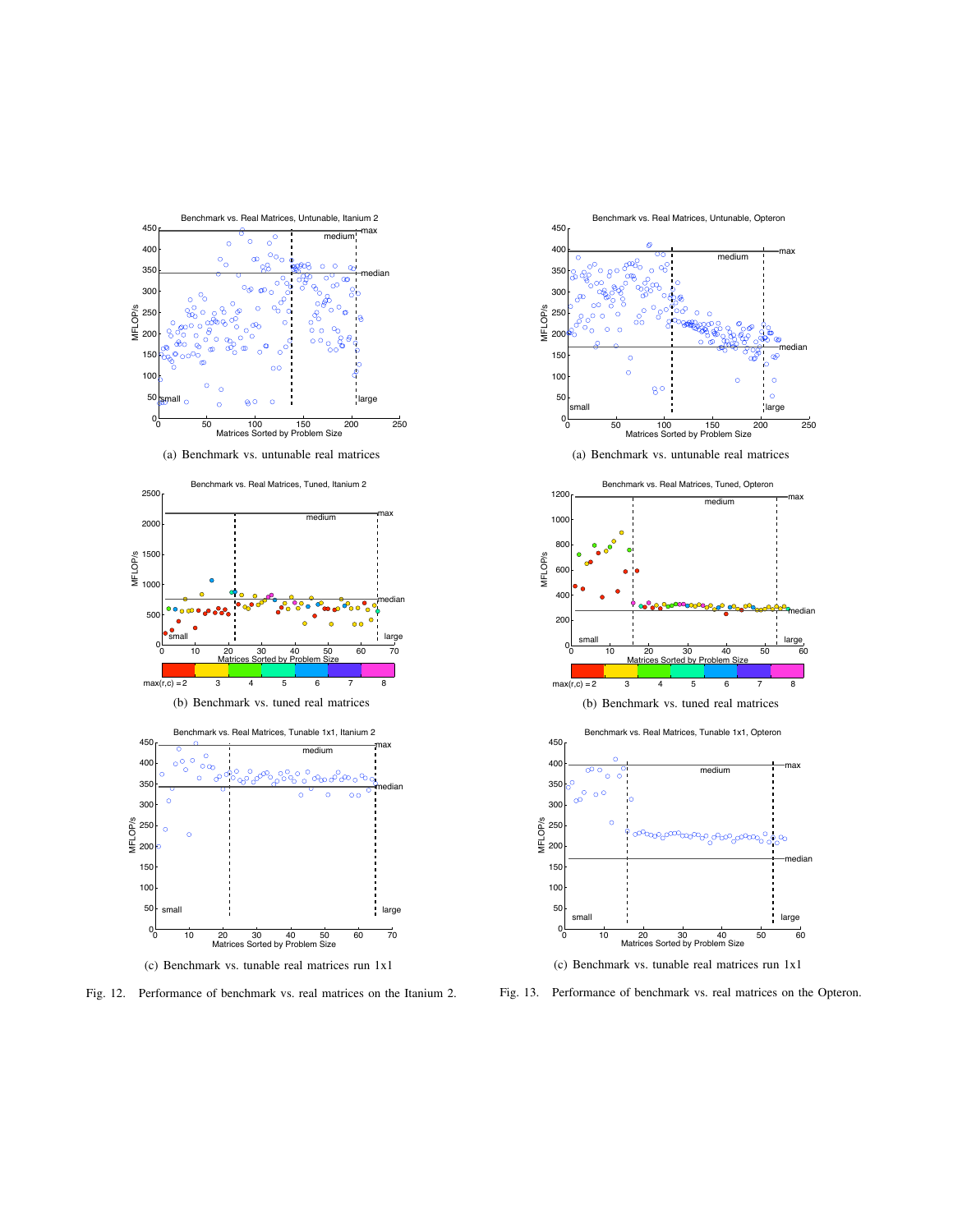(a) Benchmark vs. untunable real matrices

(b) Benchmark vs. tuned real matrices

(c) Benchmark vs. tunable real matrices run 1x1

Fig. 12. Performance of benchmark vs. real matrices on the Itanium 2.

(a) Benchmark vs. untunable real matrices

(b) Benchmark vs. tuned real matrices

(c) Benchmark vs. tunable real matrices run 1x1

Fig. 13. Performance of benchmark vs. real matrices on the Opteron.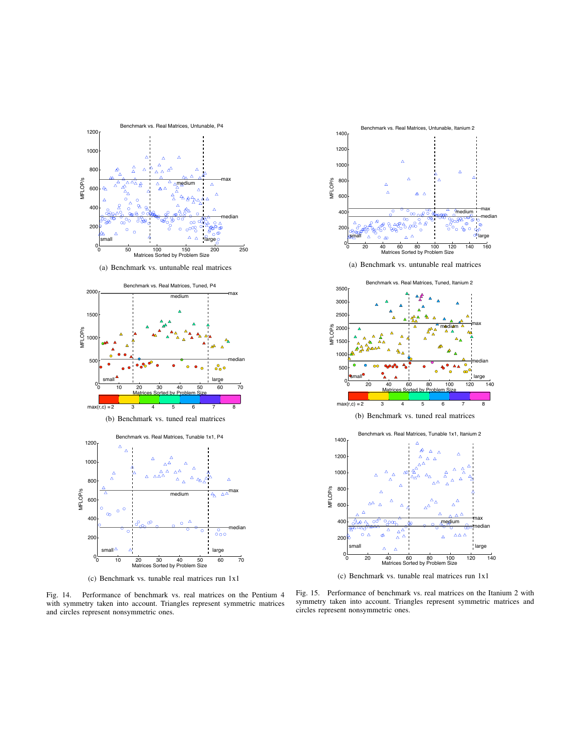(a) Benchmark vs. untunable real matrices

(b) Benchmark vs. tuned real matrices

(c) Benchmark vs. tunable real matrices run 1x1

Fig. 14. Performance of benchmark vs. real matrices on the Pentium 4 with symmetry taken into account. Triangles represent symmetric matrices and circles represent nonsymmetric ones.

(a) Benchmark vs. untunable real matrices

(b) Benchmark vs. tuned real matrices

(c) Benchmark vs. tunable real matrices run 1x1

Fig. 15. Performance of benchmark vs. real matrices on the Itanium 2 with symmetry taken into account. Triangles represent symmetric matrices and circles represent nonsymmetric ones.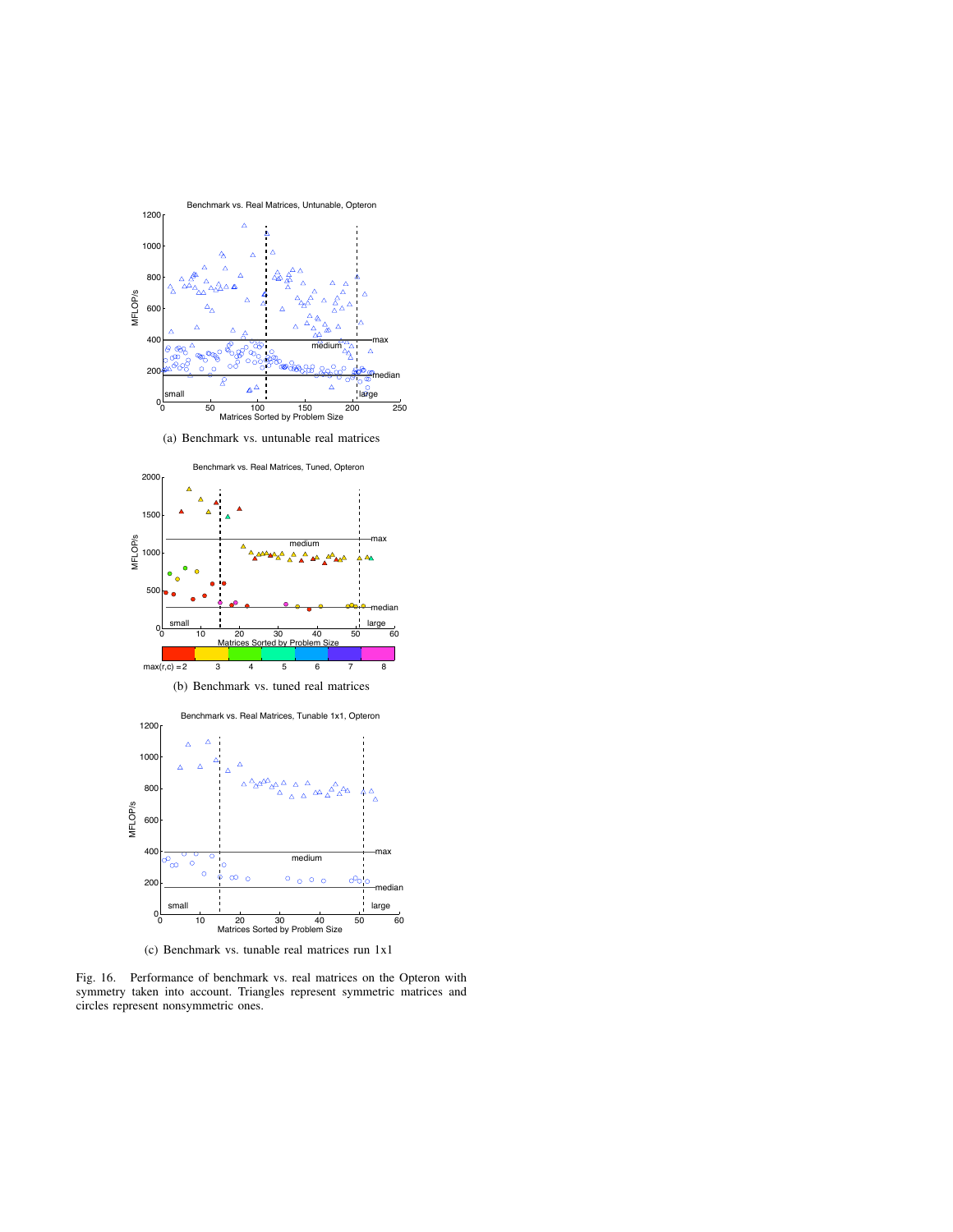Benchmark vs. Real Matrices, Untunable, Opteron

1200
1000
800
600
400
200
0

MFLOP/s

max
medium
median
small
large

0 50 100 150 200 250

Matrices Sorted by Problem Size

(a) Benchmark vs. untunable real matrices

Benchmark vs. Real Matrices, Tuned, Opteron

2000
1500
1000
500
0

MFLOP/s

max
medium
median
small
large

0 10 20 30 40 50 60

Matrices Sorted by Problem Size

max(r,c) = 2 3 4 5 6 7 8

(b) Benchmark vs. tuned real matrices

Benchmark vs. Real Matrices, Tunable 1x1, Opteron

1200
1000
800
600
400
200
0

MFLOP/s

max
medium
median
small
large

0 10 20 30 40 50 60

Matrices Sorted by Problem Size

(c) Benchmark vs. tunable real matrices run 1x1

Fig. 16. Performance of benchmark vs. real matrices on the Opteron with symmetry taken into account. Triangles represent symmetric matrices and circles represent nonsymmetric ones.